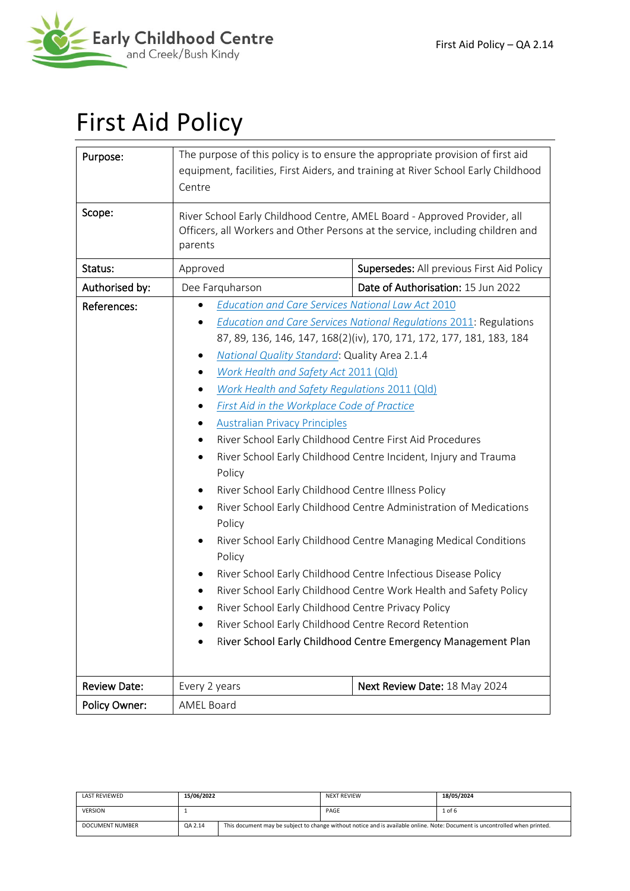# First Aid Policy

| Purpose: | The purpose of this policy is to ensure the appropriate provision of first aid equipment, facilities, First Aiders, and training at River School Early Childhood Centre | |
|---|---|---|
| Scope: | River School Early Childhood Centre, AMEL Board - Approved Provider, all Officers, all Workers and Other Persons at the service, including children and parents | |
| Status: | Approved | **Supersedes:** All previous First Aid Policy |
| Authorised by: | Dee Farquharson | **Date of Authorisation:** 15 Jun 2022 |
| References: | • *Education and Care Services National Law Act 2010*<br>• *Education and Care Services National Regulations 2011*: Regulations 87, 89, 136, 146, 147, 168(2)(iv), 170, 171, 172, 177, 181, 183, 184<br>• *National Quality Standard*: Quality Area 2.1.4<br>• *Work Health and Safety Act 2011 (Qld)*<br>• *Work Health and Safety Regulations 2011 (Qld)*<br>• *First Aid in the Workplace Code of Practice*<br>• Australian Privacy Principles<br>• River School Early Childhood Centre First Aid Procedures<br>• River School Early Childhood Centre Incident, Injury and Trauma Policy<br>• River School Early Childhood Centre Illness Policy<br>• River School Early Childhood Centre Administration of Medications Policy<br>• River School Early Childhood Centre Managing Medical Conditions Policy<br>• River School Early Childhood Centre Infectious Disease Policy<br>• River School Early Childhood Centre Work Health and Safety Policy<br>• River School Early Childhood Centre Privacy Policy<br>• River School Early Childhood Centre Record Retention<br>• River School Early Childhood Centre Emergency Management Plan | |
| Review Date: | Every 2 years | **Next Review Date:** 18 May 2024 |
| Policy Owner: | AMEL Board | |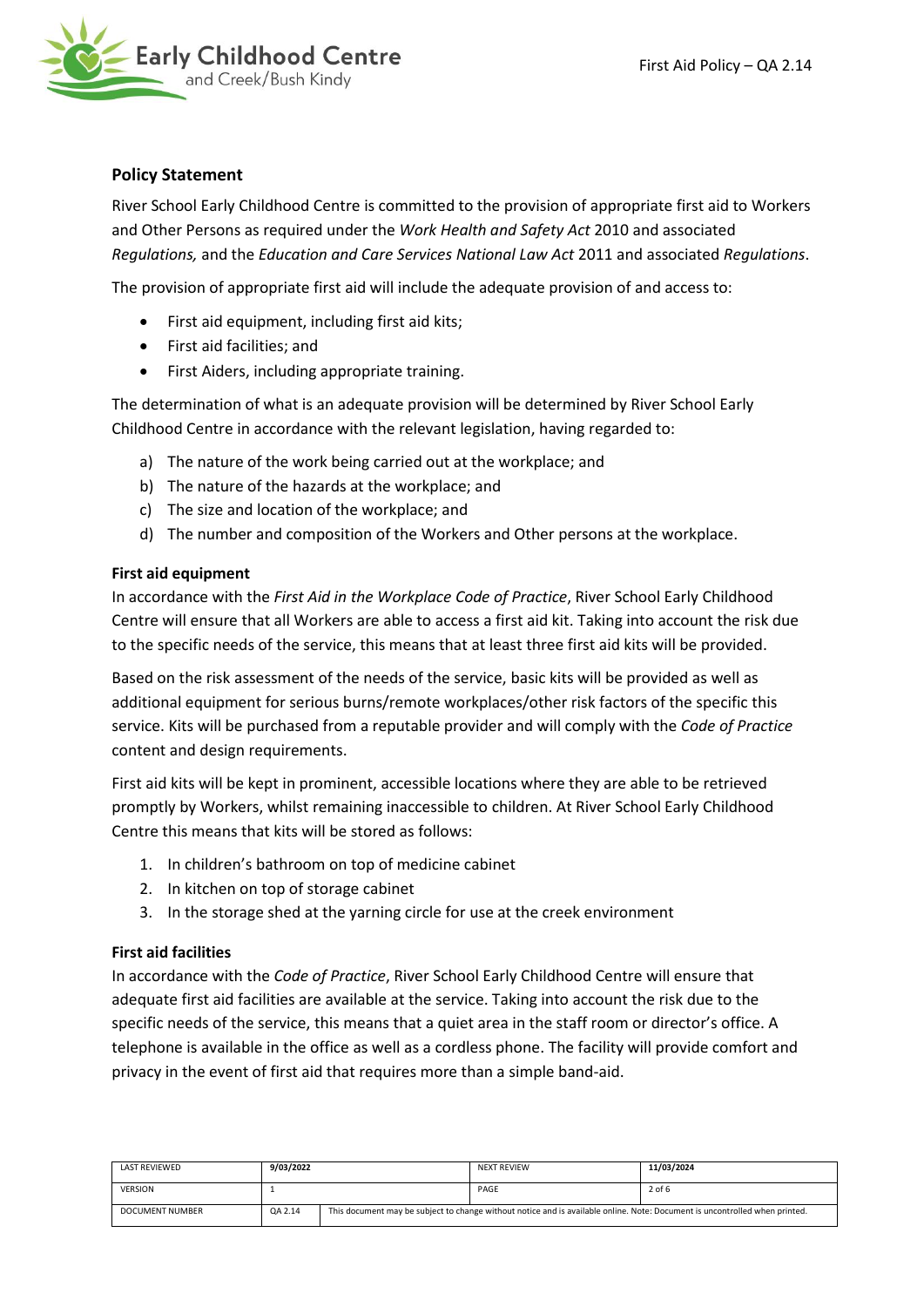## Policy Statement

River School Early Childhood Centre is committed to the provision of appropriate first aid to Workers and Other Persons as required under the *Work Health and Safety Act* 2010 and associated *Regulations,* and the *Education and Care Services National Law Act* 2011 and associated *Regulations*.

The provision of appropriate first aid will include the adequate provision of and access to:

- First aid equipment, including first aid kits;
- First aid facilities; and
- First Aiders, including appropriate training.

The determination of what is an adequate provision will be determined by River School Early Childhood Centre in accordance with the relevant legislation, having regarded to:

a) The nature of the work being carried out at the workplace; and
b) The nature of the hazards at the workplace; and
c) The size and location of the workplace; and
d) The number and composition of the Workers and Other persons at the workplace.

### First aid equipment

In accordance with the *First Aid in the Workplace Code of Practice*, River School Early Childhood Centre will ensure that all Workers are able to access a first aid kit. Taking into account the risk due to the specific needs of the service, this means that at least three first aid kits will be provided.

Based on the risk assessment of the needs of the service, basic kits will be provided as well as additional equipment for serious burns/remote workplaces/other risk factors of the specific this service. Kits will be purchased from a reputable provider and will comply with the *Code of Practice* content and design requirements.

First aid kits will be kept in prominent, accessible locations where they are able to be retrieved promptly by Workers, whilst remaining inaccessible to children. At River School Early Childhood Centre this means that kits will be stored as follows:

1. In children's bathroom on top of medicine cabinet
2. In kitchen on top of storage cabinet
3. In the storage shed at the yarning circle for use at the creek environment

### First aid facilities

In accordance with the *Code of Practice*, River School Early Childhood Centre will ensure that adequate first aid facilities are available at the service. Taking into account the risk due to the specific needs of the service, this means that a quiet area in the staff room or director's office. A telephone is available in the office as well as a cordless phone. The facility will provide comfort and privacy in the event of first aid that requires more than a simple band-aid.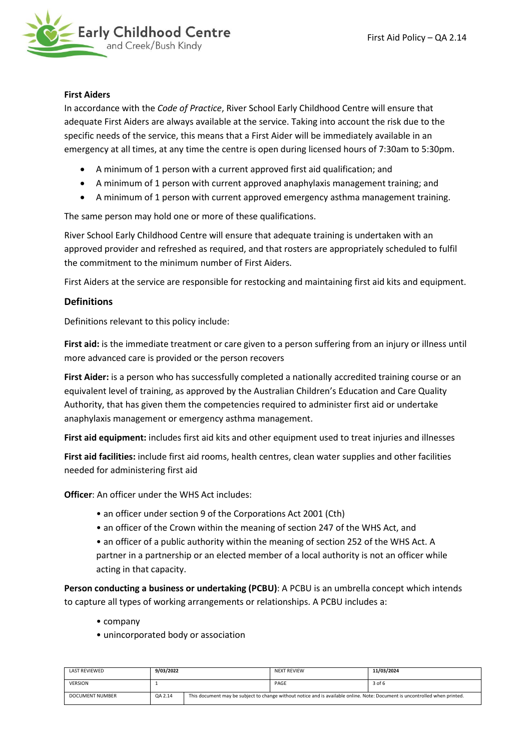**First Aiders**

In accordance with the *Code of Practice*, River School Early Childhood Centre will ensure that adequate First Aiders are always available at the service. Taking into account the risk due to the specific needs of the service, this means that a First Aider will be immediately available in an emergency at all times, at any time the centre is open during licensed hours of 7:30am to 5:30pm.

- A minimum of 1 person with a current approved first aid qualification; and
- A minimum of 1 person with current approved anaphylaxis management training; and
- A minimum of 1 person with current approved emergency asthma management training.

The same person may hold one or more of these qualifications.

River School Early Childhood Centre will ensure that adequate training is undertaken with an approved provider and refreshed as required, and that rosters are appropriately scheduled to fulfil the commitment to the minimum number of First Aiders.

First Aiders at the service are responsible for restocking and maintaining first aid kits and equipment.

## Definitions

Definitions relevant to this policy include:

**First aid:** is the immediate treatment or care given to a person suffering from an injury or illness until more advanced care is provided or the person recovers

**First Aider:** is a person who has successfully completed a nationally accredited training course or an equivalent level of training, as approved by the Australian Children's Education and Care Quality Authority, that has given them the competencies required to administer first aid or undertake anaphylaxis management or emergency asthma management.

**First aid equipment:** includes first aid kits and other equipment used to treat injuries and illnesses

**First aid facilities:** include first aid rooms, health centres, clean water supplies and other facilities needed for administering first aid

**Officer**: An officer under the WHS Act includes:

- an officer under section 9 of the Corporations Act 2001 (Cth)
- an officer of the Crown within the meaning of section 247 of the WHS Act, and
- an officer of a public authority within the meaning of section 252 of the WHS Act. A partner in a partnership or an elected member of a local authority is not an officer while acting in that capacity.

**Person conducting a business or undertaking (PCBU)**: A PCBU is an umbrella concept which intends to capture all types of working arrangements or relationships. A PCBU includes a:

- company
- unincorporated body or association

| LAST REVIEWED | 9/03/2022 | NEXT REVIEW | 11/03/2024 |
|---|---|---|---|
| VERSION | 1 | PAGE | 3 of 6 |
| DOCUMENT NUMBER | QA 2.14 | This document may be subject to change without notice and is available online. Note: Document is uncontrolled when printed. | |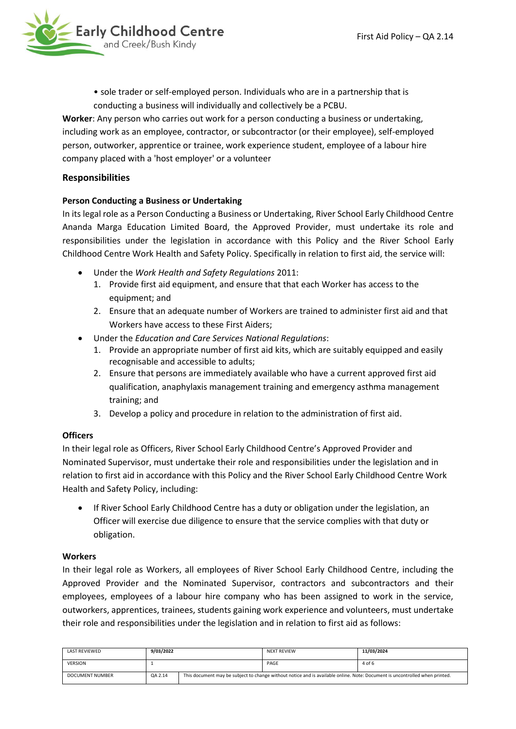• sole trader or self-employed person. Individuals who are in a partnership that is conducting a business will individually and collectively be a PCBU.

**Worker**: Any person who carries out work for a person conducting a business or undertaking, including work as an employee, contractor, or subcontractor (or their employee), self-employed person, outworker, apprentice or trainee, work experience student, employee of a labour hire company placed with a 'host employer' or a volunteer

### Responsibilities

#### Person Conducting a Business or Undertaking

In its legal role as a Person Conducting a Business or Undertaking, River School Early Childhood Centre Ananda Marga Education Limited Board, the Approved Provider, must undertake its role and responsibilities under the legislation in accordance with this Policy and the River School Early Childhood Centre Work Health and Safety Policy. Specifically in relation to first aid, the service will:

- Under the *Work Health and Safety Regulations* 2011:
  1. Provide first aid equipment, and ensure that that each Worker has access to the equipment; and
  2. Ensure that an adequate number of Workers are trained to administer first aid and that Workers have access to these First Aiders;
- Under the *Education and Care Services National Regulations*:
  1. Provide an appropriate number of first aid kits, which are suitably equipped and easily recognisable and accessible to adults;
  2. Ensure that persons are immediately available who have a current approved first aid qualification, anaphylaxis management training and emergency asthma management training; and
  3. Develop a policy and procedure in relation to the administration of first aid.

#### Officers

In their legal role as Officers, River School Early Childhood Centre's Approved Provider and Nominated Supervisor, must undertake their role and responsibilities under the legislation and in relation to first aid in accordance with this Policy and the River School Early Childhood Centre Work Health and Safety Policy, including:

- If River School Early Childhood Centre has a duty or obligation under the legislation, an Officer will exercise due diligence to ensure that the service complies with that duty or obligation.

#### Workers

In their legal role as Workers, all employees of River School Early Childhood Centre, including the Approved Provider and the Nominated Supervisor, contractors and subcontractors and their employees, employees of a labour hire company who has been assigned to work in the service, outworkers, apprentices, trainees, students gaining work experience and volunteers, must undertake their role and responsibilities under the legislation and in relation to first aid as follows:

| LAST REVIEWED | 9/03/2022 | NEXT REVIEW | 11/03/2024 |
| --- | --- | --- | --- |
| VERSION | 1 | PAGE | 4 of 6 |
| DOCUMENT NUMBER | QA 2.14 | This document may be subject to change without notice and is available online. Note: Document is uncontrolled when printed. | |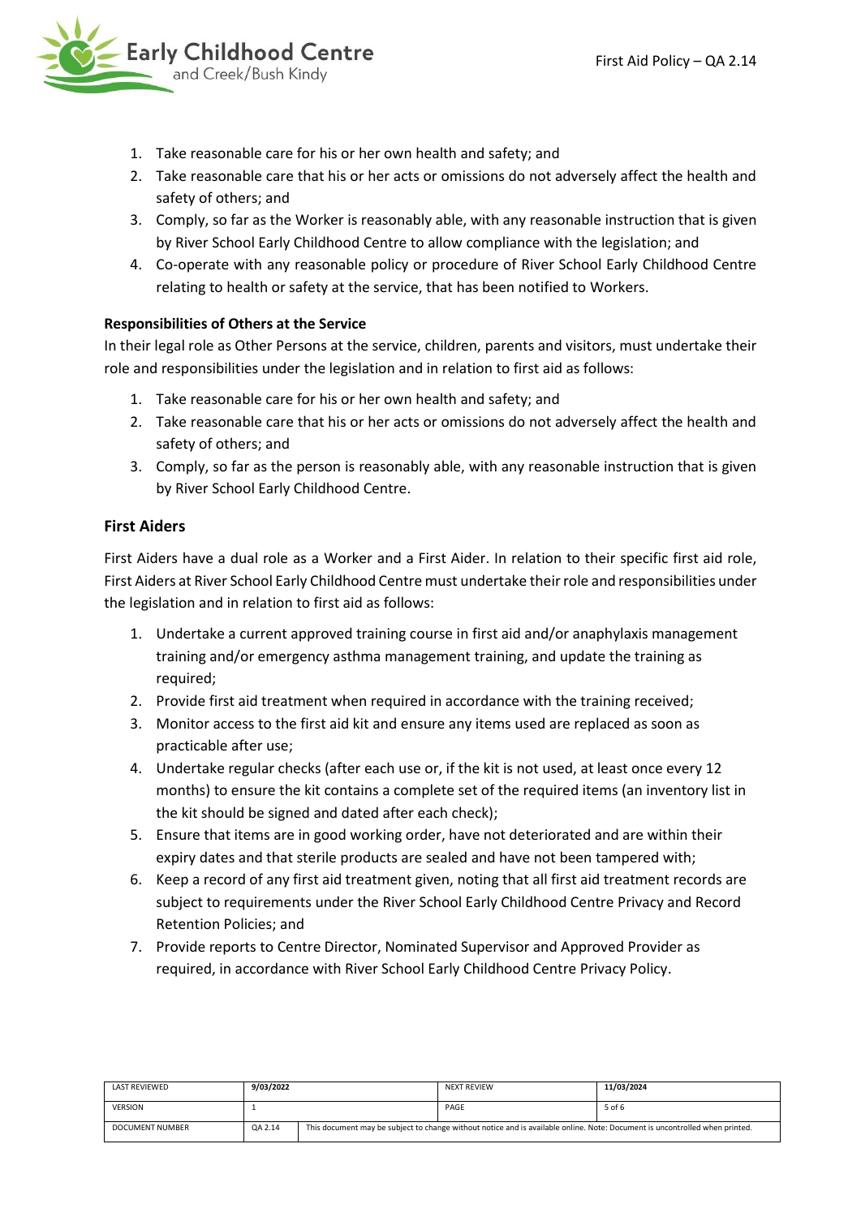1. Take reasonable care for his or her own health and safety; and
2. Take reasonable care that his or her acts or omissions do not adversely affect the health and safety of others; and
3. Comply, so far as the Worker is reasonably able, with any reasonable instruction that is given by River School Early Childhood Centre to allow compliance with the legislation; and
4. Co-operate with any reasonable policy or procedure of River School Early Childhood Centre relating to health or safety at the service, that has been notified to Workers.

**Responsibilities of Others at the Service**

In their legal role as Other Persons at the service, children, parents and visitors, must undertake their role and responsibilities under the legislation and in relation to first aid as follows:

1. Take reasonable care for his or her own health and safety; and
2. Take reasonable care that his or her acts or omissions do not adversely affect the health and safety of others; and
3. Comply, so far as the person is reasonably able, with any reasonable instruction that is given by River School Early Childhood Centre.

## First Aiders

First Aiders have a dual role as a Worker and a First Aider. In relation to their specific first aid role, First Aiders at River School Early Childhood Centre must undertake their role and responsibilities under the legislation and in relation to first aid as follows:

1. Undertake a current approved training course in first aid and/or anaphylaxis management training and/or emergency asthma management training, and update the training as required;
2. Provide first aid treatment when required in accordance with the training received;
3. Monitor access to the first aid kit and ensure any items used are replaced as soon as practicable after use;
4. Undertake regular checks (after each use or, if the kit is not used, at least once every 12 months) to ensure the kit contains a complete set of the required items (an inventory list in the kit should be signed and dated after each check);
5. Ensure that items are in good working order, have not deteriorated and are within their expiry dates and that sterile products are sealed and have not been tampered with;
6. Keep a record of any first aid treatment given, noting that all first aid treatment records are subject to requirements under the River School Early Childhood Centre Privacy and Record Retention Policies; and
7. Provide reports to Centre Director, Nominated Supervisor and Approved Provider as required, in accordance with River School Early Childhood Centre Privacy Policy.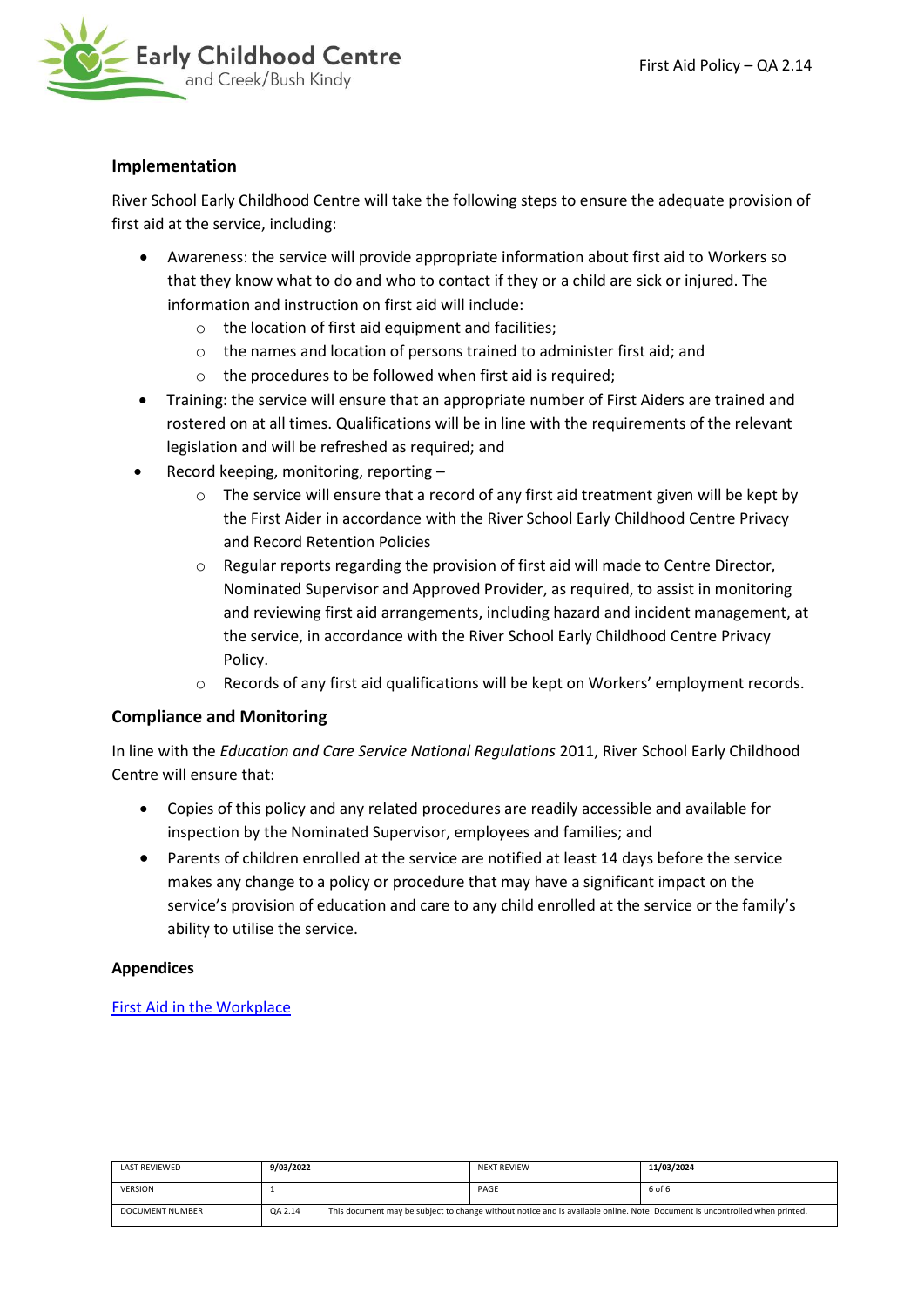## Implementation

River School Early Childhood Centre will take the following steps to ensure the adequate provision of first aid at the service, including:

- Awareness: the service will provide appropriate information about first aid to Workers so that they know what to do and who to contact if they or a child are sick or injured. The information and instruction on first aid will include:
  - the location of first aid equipment and facilities;
  - the names and location of persons trained to administer first aid; and
  - the procedures to be followed when first aid is required;
- Training: the service will ensure that an appropriate number of First Aiders are trained and rostered on at all times. Qualifications will be in line with the requirements of the relevant legislation and will be refreshed as required; and
- Record keeping, monitoring, reporting –
  - The service will ensure that a record of any first aid treatment given will be kept by the First Aider in accordance with the River School Early Childhood Centre Privacy and Record Retention Policies
  - Regular reports regarding the provision of first aid will made to Centre Director, Nominated Supervisor and Approved Provider, as required, to assist in monitoring and reviewing first aid arrangements, including hazard and incident management, at the service, in accordance with the River School Early Childhood Centre Privacy Policy.
  - Records of any first aid qualifications will be kept on Workers' employment records.

## Compliance and Monitoring

In line with the *Education and Care Service National Regulations* 2011, River School Early Childhood Centre will ensure that:

- Copies of this policy and any related procedures are readily accessible and available for inspection by the Nominated Supervisor, employees and families; and
- Parents of children enrolled at the service are notified at least 14 days before the service makes any change to a policy or procedure that may have a significant impact on the service's provision of education and care to any child enrolled at the service or the family's ability to utilise the service.

### Appendices

First Aid in the Workplace

| | | | |
|---|---|---|---|
| LAST REVIEWED | 9/03/2022 | NEXT REVIEW | 11/03/2024 |
| VERSION | 1 | PAGE | 6 of 6 |
| DOCUMENT NUMBER | QA 2.14 | This document may be subject to change without notice and is available online. Note: Document is uncontrolled when printed. | |